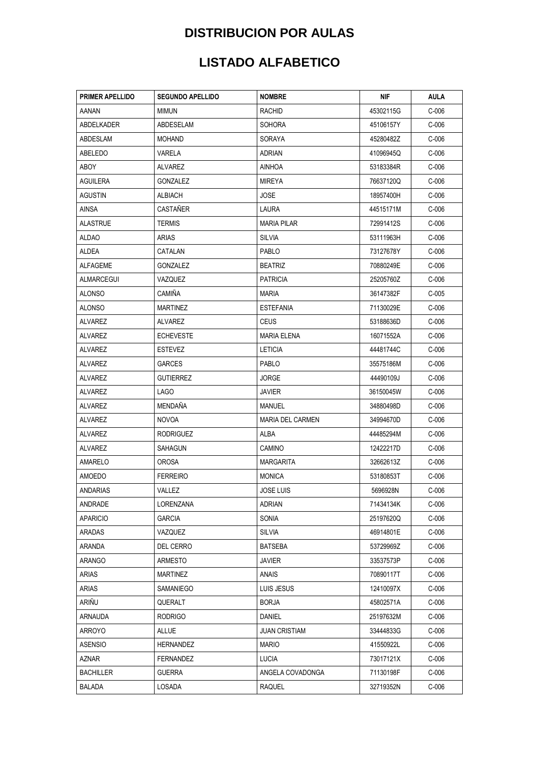# DISTRIBUCION POR AULAS

# LISTADO ALFABETICO

| PRIMER APELLIDO | SEGUNDO APELLIDO | NOMBRE | NIF | AULA |
|---|---|---|---|---|
| AANAN | MIMUN | RACHID | 45302115G | C-006 |
| ABDELKADER | ABDESELAM | SOHORA | 45106157Y | C-006 |
| ABDESLAM | MOHAND | SORAYA | 45280482Z | C-006 |
| ABELEDO | VARELA | ADRIAN | 41096945Q | C-006 |
| ABOY | ALVAREZ | AINHOA | 53183384R | C-006 |
| AGUILERA | GONZALEZ | MIREYA | 76637120Q | C-006 |
| AGUSTIN | ALBIACH | JOSE | 18957400H | C-006 |
| AINSA | CASTAÑER | LAURA | 44515171M | C-006 |
| ALASTRUE | TERMIS | MARIA PILAR | 72991412S | C-006 |
| ALDAO | ARIAS | SILVIA | 53111963H | C-006 |
| ALDEA | CATALAN | PABLO | 73127678Y | C-006 |
| ALFAGEME | GONZALEZ | BEATRIZ | 70880249E | C-006 |
| ALMARCEGUI | VAZQUEZ | PATRICIA | 25205760Z | C-006 |
| ALONSO | CAMIÑA | MARIA | 36147382F | C-005 |
| ALONSO | MARTINEZ | ESTEFANIA | 71130029E | C-006 |
| ALVAREZ | ALVAREZ | CEUS | 53188636D | C-006 |
| ALVAREZ | ECHEVESTE | MARIA ELENA | 16071552A | C-006 |
| ALVAREZ | ESTEVEZ | LETICIA | 44481744C | C-006 |
| ALVAREZ | GARCES | PABLO | 35575186M | C-006 |
| ALVAREZ | GUTIERREZ | JORGE | 44490109J | C-006 |
| ALVAREZ | LAGO | JAVIER | 36150045W | C-006 |
| ALVAREZ | MENDAÑA | MANUEL | 34880498D | C-006 |
| ALVAREZ | NOVOA | MARIA DEL CARMEN | 34994670D | C-006 |
| ALVAREZ | RODRIGUEZ | ALBA | 44485294M | C-006 |
| ALVAREZ | SAHAGUN | CAMINO | 12422217D | C-006 |
| AMARELO | OROSA | MARGARITA | 32662613Z | C-006 |
| AMOEDO | FERREIRO | MONICA | 53180853T | C-006 |
| ANDARIAS | VALLEZ | JOSE LUIS | 5696928N | C-006 |
| ANDRADE | LORENZANA | ADRIAN | 71434134K | C-006 |
| APARICIO | GARCIA | SONIA | 25197620Q | C-006 |
| ARADAS | VAZQUEZ | SILVIA | 46914801E | C-006 |
| ARANDA | DEL CERRO | BATSEBA | 53729969Z | C-006 |
| ARANGO | ARMESTO | JAVIER | 33537573P | C-006 |
| ARIAS | MARTINEZ | ANAIS | 70890117T | C-006 |
| ARIAS | SAMANIEGO | LUIS JESUS | 12410097X | C-006 |
| ARIÑU | QUERALT | BORJA | 45802571A | C-006 |
| ARNAUDA | RODRIGO | DANIEL | 25197632M | C-006 |
| ARROYO | ALLUE | JUAN CRISTIAM | 33444833G | C-006 |
| ASENSIO | HERNANDEZ | MARIO | 41550922L | C-006 |
| AZNAR | FERNANDEZ | LUCIA | 73017121X | C-006 |
| BACHILLER | GUERRA | ANGELA COVADONGA | 71130198F | C-006 |
| BALADA | LOSADA | RAQUEL | 32719352N | C-006 |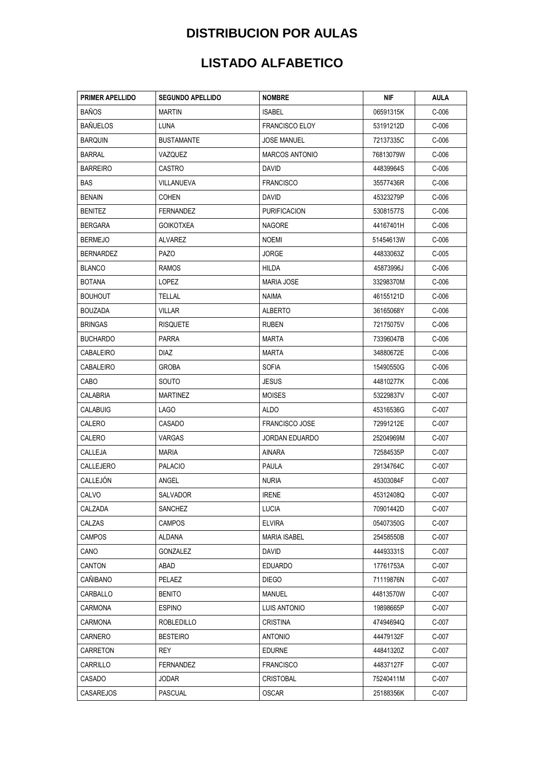# DISTRIBUCION POR AULAS

# LISTADO ALFABETICO

| PRIMER APELLIDO | SEGUNDO APELLIDO | NOMBRE | NIF | AULA |
|---|---|---|---|---|
| BAÑOS | MARTIN | ISABEL | 06591315K | C-006 |
| BAÑUELOS | LUNA | FRANCISCO ELOY | 53191212D | C-006 |
| BARQUIN | BUSTAMANTE | JOSE MANUEL | 72137335C | C-006 |
| BARRAL | VAZQUEZ | MARCOS ANTONIO | 76813079W | C-006 |
| BARREIRO | CASTRO | DAVID | 44839964S | C-006 |
| BAS | VILLANUEVA | FRANCISCO | 35577436R | C-006 |
| BENAIN | COHEN | DAVID | 45323279P | C-006 |
| BENITEZ | FERNANDEZ | PURIFICACION | 53081577S | C-006 |
| BERGARA | GOIKOTXEA | NAGORE | 44167401H | C-006 |
| BERMEJO | ALVAREZ | NOEMI | 51454613W | C-006 |
| BERNARDEZ | PAZO | JORGE | 44833063Z | C-005 |
| BLANCO | RAMOS | HILDA | 45873996J | C-006 |
| BOTANA | LOPEZ | MARIA JOSE | 33298370M | C-006 |
| BOUHOUT | TELLAL | NAIMA | 46155121D | C-006 |
| BOUZADA | VILLAR | ALBERTO | 36165068Y | C-006 |
| BRINGAS | RISQUETE | RUBEN | 72175075V | C-006 |
| BUCHARDO | PARRA | MARTA | 73396047B | C-006 |
| CABALEIRO | DIAZ | MARTA | 34880672E | C-006 |
| CABALEIRO | GROBA | SOFIA | 15490550G | C-006 |
| CABO | SOUTO | JESUS | 44810277K | C-006 |
| CALABRIA | MARTINEZ | MOISES | 53229837V | C-007 |
| CALABUIG | LAGO | ALDO | 45316536G | C-007 |
| CALERO | CASADO | FRANCISCO JOSE | 72991212E | C-007 |
| CALERO | VARGAS | JORDAN EDUARDO | 25204969M | C-007 |
| CALLEJA | MARIA | AINARA | 72584535P | C-007 |
| CALLEJERO | PALACIO | PAULA | 29134764C | C-007 |
| CALLEJÓN | ANGEL | NURIA | 45303084F | C-007 |
| CALVO | SALVADOR | IRENE | 45312408Q | C-007 |
| CALZADA | SANCHEZ | LUCIA | 70901442D | C-007 |
| CALZAS | CAMPOS | ELVIRA | 05407350G | C-007 |
| CAMPOS | ALDANA | MARIA ISABEL | 25458550B | C-007 |
| CANO | GONZALEZ | DAVID | 44493331S | C-007 |
| CANTON | ABAD | EDUARDO | 17761753A | C-007 |
| CAÑIBANO | PELAEZ | DIEGO | 71119876N | C-007 |
| CARBALLO | BENITO | MANUEL | 44813570W | C-007 |
| CARMONA | ESPINO | LUIS ANTONIO | 19898665P | C-007 |
| CARMONA | ROBLEDILLO | CRISTINA | 47494694Q | C-007 |
| CARNERO | BESTEIRO | ANTONIO | 44479132F | C-007 |
| CARRETON | REY | EDURNE | 44841320Z | C-007 |
| CARRILLO | FERNANDEZ | FRANCISCO | 44837127F | C-007 |
| CASADO | JODAR | CRISTOBAL | 75240411M | C-007 |
| CASAREJOS | PASCUAL | OSCAR | 25188356K | C-007 |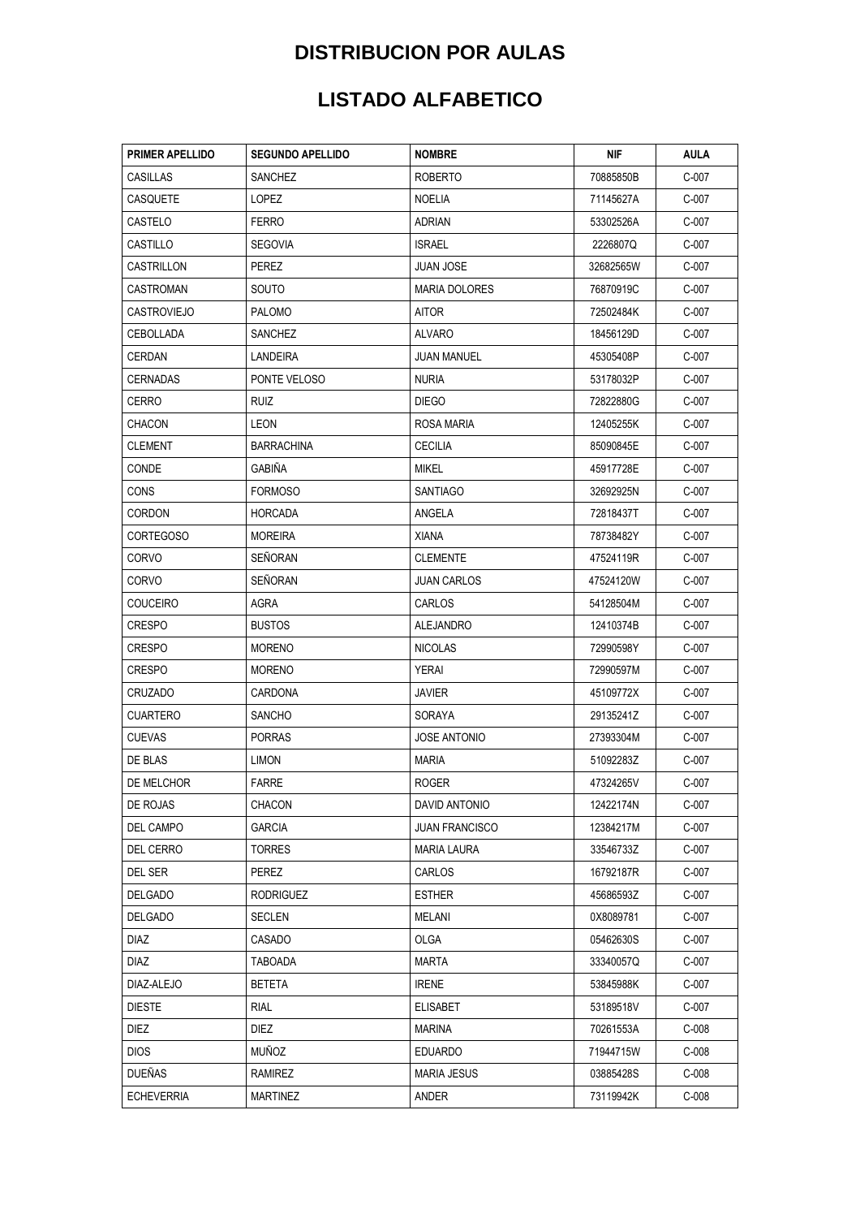# DISTRIBUCION POR AULAS

# LISTADO ALFABETICO

| PRIMER APELLIDO | SEGUNDO APELLIDO | NOMBRE | NIF | AULA |
|---|---|---|---|---|
| CASILLAS | SANCHEZ | ROBERTO | 70885850B | C-007 |
| CASQUETE | LOPEZ | NOELIA | 71145627A | C-007 |
| CASTELO | FERRO | ADRIAN | 53302526A | C-007 |
| CASTILLO | SEGOVIA | ISRAEL | 2226807Q | C-007 |
| CASTRILLON | PEREZ | JUAN JOSE | 32682565W | C-007 |
| CASTROMAN | SOUTO | MARIA DOLORES | 76870919C | C-007 |
| CASTROVIEJO | PALOMO | AITOR | 72502484K | C-007 |
| CEBOLLADA | SANCHEZ | ALVARO | 18456129D | C-007 |
| CERDAN | LANDEIRA | JUAN MANUEL | 45305408P | C-007 |
| CERNADAS | PONTE VELOSO | NURIA | 53178032P | C-007 |
| CERRO | RUIZ | DIEGO | 72822880G | C-007 |
| CHACON | LEON | ROSA MARIA | 12405255K | C-007 |
| CLEMENT | BARRACHINA | CECILIA | 85090845E | C-007 |
| CONDE | GABIÑA | MIKEL | 45917728E | C-007 |
| CONS | FORMOSO | SANTIAGO | 32692925N | C-007 |
| CORDON | HORCADA | ANGELA | 72818437T | C-007 |
| CORTEGOSO | MOREIRA | XIANA | 78738482Y | C-007 |
| CORVO | SEÑORAN | CLEMENTE | 47524119R | C-007 |
| CORVO | SEÑORAN | JUAN CARLOS | 47524120W | C-007 |
| COUCEIRO | AGRA | CARLOS | 54128504M | C-007 |
| CRESPO | BUSTOS | ALEJANDRO | 12410374B | C-007 |
| CRESPO | MORENO | NICOLAS | 72990598Y | C-007 |
| CRESPO | MORENO | YERAI | 72990597M | C-007 |
| CRUZADO | CARDONA | JAVIER | 45109772X | C-007 |
| CUARTERO | SANCHO | SORAYA | 29135241Z | C-007 |
| CUEVAS | PORRAS | JOSE ANTONIO | 27393304M | C-007 |
| DE BLAS | LIMON | MARIA | 51092283Z | C-007 |
| DE MELCHOR | FARRE | ROGER | 47324265V | C-007 |
| DE ROJAS | CHACON | DAVID ANTONIO | 12422174N | C-007 |
| DEL CAMPO | GARCIA | JUAN FRANCISCO | 12384217M | C-007 |
| DEL CERRO | TORRES | MARIA LAURA | 33546733Z | C-007 |
| DEL SER | PEREZ | CARLOS | 16792187R | C-007 |
| DELGADO | RODRIGUEZ | ESTHER | 45686593Z | C-007 |
| DELGADO | SECLEN | MELANI | 0X8089781 | C-007 |
| DIAZ | CASADO | OLGA | 05462630S | C-007 |
| DIAZ | TABOADA | MARTA | 33340057Q | C-007 |
| DIAZ-ALEJO | BETETA | IRENE | 53845988K | C-007 |
| DIESTE | RIAL | ELISABET | 53189518V | C-007 |
| DIEZ | DIEZ | MARINA | 70261553A | C-008 |
| DIOS | MUÑOZ | EDUARDO | 71944715W | C-008 |
| DUEÑAS | RAMIREZ | MARIA JESUS | 03885428S | C-008 |
| ECHEVERRIA | MARTINEZ | ANDER | 73119942K | C-008 |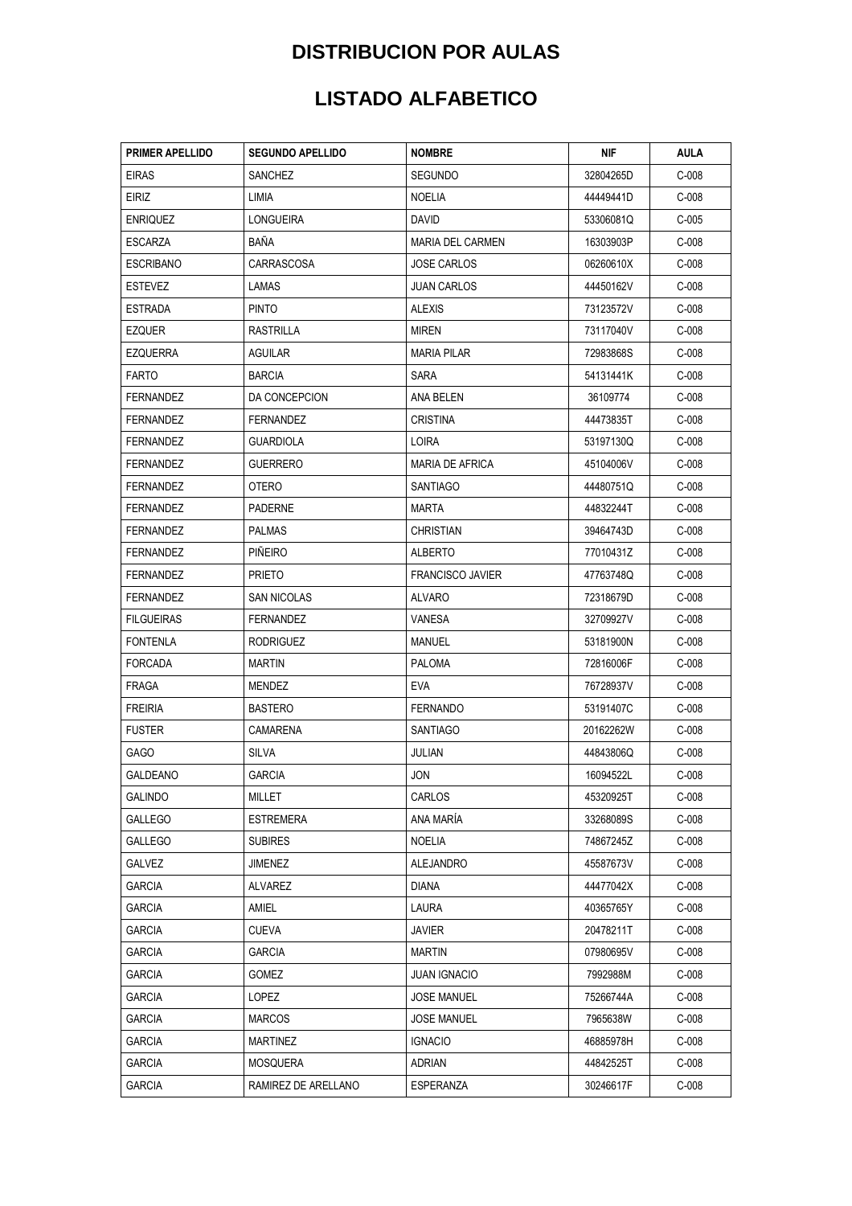# DISTRIBUCION POR AULAS

# LISTADO ALFABETICO

| PRIMER APELLIDO | SEGUNDO APELLIDO | NOMBRE | NIF | AULA |
|---|---|---|---|---|
| EIRAS | SANCHEZ | SEGUNDO | 32804265D | C-008 |
| EIRIZ | LIMIA | NOELIA | 44449441D | C-008 |
| ENRIQUEZ | LONGUEIRA | DAVID | 53306081Q | C-005 |
| ESCARZA | BAÑA | MARIA DEL CARMEN | 16303903P | C-008 |
| ESCRIBANO | CARRASCOSA | JOSE CARLOS | 06260610X | C-008 |
| ESTEVEZ | LAMAS | JUAN CARLOS | 44450162V | C-008 |
| ESTRADA | PINTO | ALEXIS | 73123572V | C-008 |
| EZQUER | RASTRILLA | MIREN | 73117040V | C-008 |
| EZQUERRA | AGUILAR | MARIA PILAR | 72983868S | C-008 |
| FARTO | BARCIA | SARA | 54131441K | C-008 |
| FERNANDEZ | DA CONCEPCION | ANA BELEN | 36109774 | C-008 |
| FERNANDEZ | FERNANDEZ | CRISTINA | 44473835T | C-008 |
| FERNANDEZ | GUARDIOLA | LOIRA | 53197130Q | C-008 |
| FERNANDEZ | GUERRERO | MARIA DE AFRICA | 45104006V | C-008 |
| FERNANDEZ | OTERO | SANTIAGO | 44480751Q | C-008 |
| FERNANDEZ | PADERNE | MARTA | 44832244T | C-008 |
| FERNANDEZ | PALMAS | CHRISTIAN | 39464743D | C-008 |
| FERNANDEZ | PIÑEIRO | ALBERTO | 77010431Z | C-008 |
| FERNANDEZ | PRIETO | FRANCISCO JAVIER | 47763748Q | C-008 |
| FERNANDEZ | SAN NICOLAS | ALVARO | 72318679D | C-008 |
| FILGUEIRAS | FERNANDEZ | VANESA | 32709927V | C-008 |
| FONTENLA | RODRIGUEZ | MANUEL | 53181900N | C-008 |
| FORCADA | MARTIN | PALOMA | 72816006F | C-008 |
| FRAGA | MENDEZ | EVA | 76728937V | C-008 |
| FREIRIA | BASTERO | FERNANDO | 53191407C | C-008 |
| FUSTER | CAMARENA | SANTIAGO | 20162262W | C-008 |
| GAGO | SILVA | JULIAN | 44843806Q | C-008 |
| GALDEANO | GARCIA | JON | 16094522L | C-008 |
| GALINDO | MILLET | CARLOS | 45320925T | C-008 |
| GALLEGO | ESTREMERA | ANA MARÍA | 33268089S | C-008 |
| GALLEGO | SUBIRES | NOELIA | 74867245Z | C-008 |
| GALVEZ | JIMENEZ | ALEJANDRO | 45587673V | C-008 |
| GARCIA | ALVAREZ | DIANA | 44477042X | C-008 |
| GARCIA | AMIEL | LAURA | 40365765Y | C-008 |
| GARCIA | CUEVA | JAVIER | 20478211T | C-008 |
| GARCIA | GARCIA | MARTIN | 07980695V | C-008 |
| GARCIA | GOMEZ | JUAN IGNACIO | 7992988M | C-008 |
| GARCIA | LOPEZ | JOSE MANUEL | 75266744A | C-008 |
| GARCIA | MARCOS | JOSE MANUEL | 7965638W | C-008 |
| GARCIA | MARTINEZ | IGNACIO | 46885978H | C-008 |
| GARCIA | MOSQUERA | ADRIAN | 44842525T | C-008 |
| GARCIA | RAMIREZ DE ARELLANO | ESPERANZA | 30246617F | C-008 |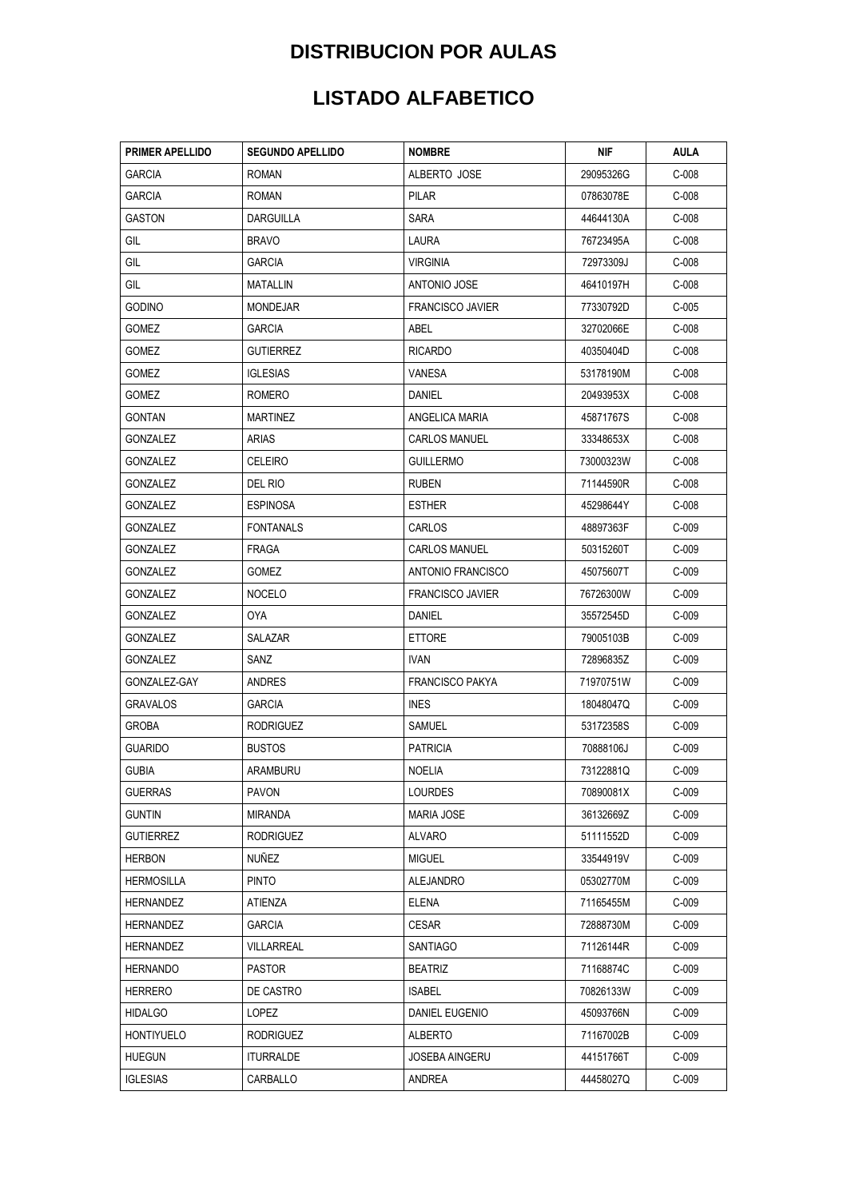# DISTRIBUCION POR AULAS

# LISTADO ALFABETICO

| PRIMER APELLIDO | SEGUNDO APELLIDO | NOMBRE | NIF | AULA |
|---|---|---|---|---|
| GARCIA | ROMAN | ALBERTO JOSE | 29095326G | C-008 |
| GARCIA | ROMAN | PILAR | 07863078E | C-008 |
| GASTON | DARGUILLA | SARA | 44644130A | C-008 |
| GIL | BRAVO | LAURA | 76723495A | C-008 |
| GIL | GARCIA | VIRGINIA | 72973309J | C-008 |
| GIL | MATALLIN | ANTONIO JOSE | 46410197H | C-008 |
| GODINO | MONDEJAR | FRANCISCO JAVIER | 77330792D | C-005 |
| GOMEZ | GARCIA | ABEL | 32702066E | C-008 |
| GOMEZ | GUTIERREZ | RICARDO | 40350404D | C-008 |
| GOMEZ | IGLESIAS | VANESA | 53178190M | C-008 |
| GOMEZ | ROMERO | DANIEL | 20493953X | C-008 |
| GONTAN | MARTINEZ | ANGELICA MARIA | 45871767S | C-008 |
| GONZALEZ | ARIAS | CARLOS MANUEL | 33348653X | C-008 |
| GONZALEZ | CELEIRO | GUILLERMO | 73000323W | C-008 |
| GONZALEZ | DEL RIO | RUBEN | 71144590R | C-008 |
| GONZALEZ | ESPINOSA | ESTHER | 45298644Y | C-008 |
| GONZALEZ | FONTANALS | CARLOS | 48897363F | C-009 |
| GONZALEZ | FRAGA | CARLOS MANUEL | 50315260T | C-009 |
| GONZALEZ | GOMEZ | ANTONIO FRANCISCO | 45075607T | C-009 |
| GONZALEZ | NOCELO | FRANCISCO JAVIER | 76726300W | C-009 |
| GONZALEZ | OYA | DANIEL | 35572545D | C-009 |
| GONZALEZ | SALAZAR | ETTORE | 79005103B | C-009 |
| GONZALEZ | SANZ | IVAN | 72896835Z | C-009 |
| GONZALEZ-GAY | ANDRES | FRANCISCO PAKYA | 71970751W | C-009 |
| GRAVALOS | GARCIA | INES | 18048047Q | C-009 |
| GROBA | RODRIGUEZ | SAMUEL | 53172358S | C-009 |
| GUARIDO | BUSTOS | PATRICIA | 70888106J | C-009 |
| GUBIA | ARAMBURU | NOELIA | 73122881Q | C-009 |
| GUERRAS | PAVON | LOURDES | 70890081X | C-009 |
| GUNTIN | MIRANDA | MARIA JOSE | 36132669Z | C-009 |
| GUTIERREZ | RODRIGUEZ | ALVARO | 51111552D | C-009 |
| HERBON | NUÑEZ | MIGUEL | 33544919V | C-009 |
| HERMOSILLA | PINTO | ALEJANDRO | 05302770M | C-009 |
| HERNANDEZ | ATIENZA | ELENA | 71165455M | C-009 |
| HERNANDEZ | GARCIA | CESAR | 72888730M | C-009 |
| HERNANDEZ | VILLARREAL | SANTIAGO | 71126144R | C-009 |
| HERNANDO | PASTOR | BEATRIZ | 71168874C | C-009 |
| HERRERO | DE CASTRO | ISABEL | 70826133W | C-009 |
| HIDALGO | LOPEZ | DANIEL EUGENIO | 45093766N | C-009 |
| HONTIYUELO | RODRIGUEZ | ALBERTO | 71167002B | C-009 |
| HUEGUN | ITURRALDE | JOSEBA AINGERU | 44151766T | C-009 |
| IGLESIAS | CARBALLO | ANDREA | 44458027Q | C-009 |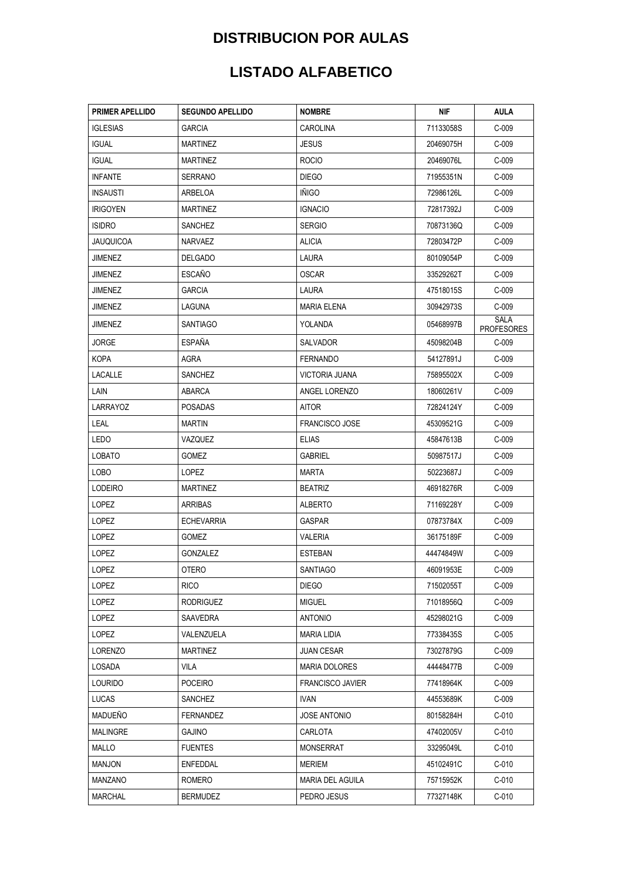# DISTRIBUCION POR AULAS

# LISTADO ALFABETICO

| PRIMER APELLIDO | SEGUNDO APELLIDO | NOMBRE | NIF | AULA |
|---|---|---|---|---|
| IGLESIAS | GARCIA | CAROLINA | 71133058S | C-009 |
| IGUAL | MARTINEZ | JESUS | 20469075H | C-009 |
| IGUAL | MARTINEZ | ROCIO | 20469076L | C-009 |
| INFANTE | SERRANO | DIEGO | 71955351N | C-009 |
| INSAUSTI | ARBELOA | IÑIGO | 72986126L | C-009 |
| IRIGOYEN | MARTINEZ | IGNACIO | 72817392J | C-009 |
| ISIDRO | SANCHEZ | SERGIO | 70873136Q | C-009 |
| JAUQUICOA | NARVAEZ | ALICIA | 72803472P | C-009 |
| JIMENEZ | DELGADO | LAURA | 80109054P | C-009 |
| JIMENEZ | ESCAÑO | OSCAR | 33529262T | C-009 |
| JIMENEZ | GARCIA | LAURA | 47518015S | C-009 |
| JIMENEZ | LAGUNA | MARIA ELENA | 30942973S | C-009 |
| JIMENEZ | SANTIAGO | YOLANDA | 05468997B | SALA PROFESORES |
| JORGE | ESPAÑA | SALVADOR | 45098204B | C-009 |
| KOPA | AGRA | FERNANDO | 54127891J | C-009 |
| LACALLE | SANCHEZ | VICTORIA JUANA | 75895502X | C-009 |
| LAIN | ABARCA | ANGEL LORENZO | 18060261V | C-009 |
| LARRAYOZ | POSADAS | AITOR | 72824124Y | C-009 |
| LEAL | MARTIN | FRANCISCO JOSE | 45309521G | C-009 |
| LEDO | VAZQUEZ | ELIAS | 45847613B | C-009 |
| LOBATO | GOMEZ | GABRIEL | 50987517J | C-009 |
| LOBO | LOPEZ | MARTA | 50223687J | C-009 |
| LODEIRO | MARTINEZ | BEATRIZ | 46918276R | C-009 |
| LOPEZ | ARRIBAS | ALBERTO | 71169228Y | C-009 |
| LOPEZ | ECHEVARRIA | GASPAR | 07873784X | C-009 |
| LOPEZ | GOMEZ | VALERIA | 36175189F | C-009 |
| LOPEZ | GONZALEZ | ESTEBAN | 44474849W | C-009 |
| LOPEZ | OTERO | SANTIAGO | 46091953E | C-009 |
| LOPEZ | RICO | DIEGO | 71502055T | C-009 |
| LOPEZ | RODRIGUEZ | MIGUEL | 71018956Q | C-009 |
| LOPEZ | SAAVEDRA | ANTONIO | 45298021G | C-009 |
| LOPEZ | VALENZUELA | MARIA LIDIA | 77338435S | C-005 |
| LORENZO | MARTINEZ | JUAN CESAR | 73027879G | C-009 |
| LOSADA | VILA | MARIA DOLORES | 44448477B | C-009 |
| LOURIDO | POCEIRO | FRANCISCO JAVIER | 77418964K | C-009 |
| LUCAS | SANCHEZ | IVAN | 44553689K | C-009 |
| MADUEÑO | FERNANDEZ | JOSE ANTONIO | 80158284H | C-010 |
| MALINGRE | GAJINO | CARLOTA | 47402005V | C-010 |
| MALLO | FUENTES | MONSERRAT | 33295049L | C-010 |
| MANJON | ENFEDDAL | MERIEM | 45102491C | C-010 |
| MANZANO | ROMERO | MARIA DEL AGUILA | 75715952K | C-010 |
| MARCHAL | BERMUDEZ | PEDRO JESUS | 77327148K | C-010 |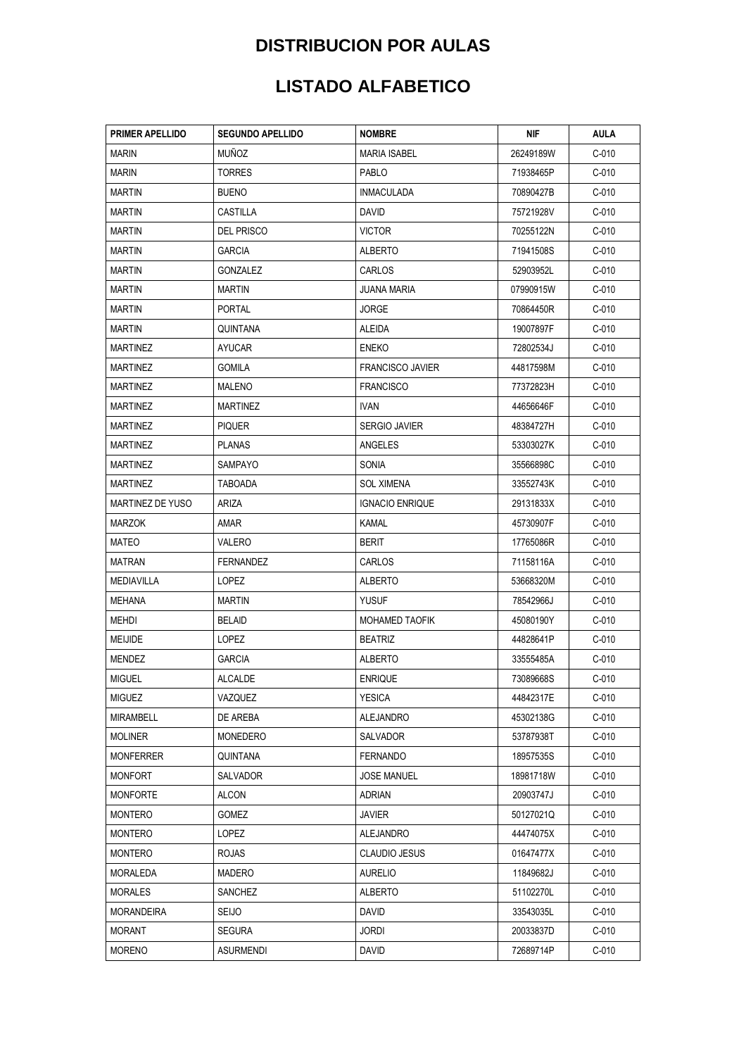## DISTRIBUCION POR AULAS

## LISTADO ALFABETICO

| PRIMER APELLIDO | SEGUNDO APELLIDO | NOMBRE | NIF | AULA |
|---|---|---|---|---|
| MARIN | MUÑOZ | MARIA ISABEL | 26249189W | C-010 |
| MARIN | TORRES | PABLO | 71938465P | C-010 |
| MARTIN | BUENO | INMACULADA | 70890427B | C-010 |
| MARTIN | CASTILLA | DAVID | 75721928V | C-010 |
| MARTIN | DEL PRISCO | VICTOR | 70255122N | C-010 |
| MARTIN | GARCIA | ALBERTO | 71941508S | C-010 |
| MARTIN | GONZALEZ | CARLOS | 52903952L | C-010 |
| MARTIN | MARTIN | JUANA MARIA | 07990915W | C-010 |
| MARTIN | PORTAL | JORGE | 70864450R | C-010 |
| MARTIN | QUINTANA | ALEIDA | 19007897F | C-010 |
| MARTINEZ | AYUCAR | ENEKO | 72802534J | C-010 |
| MARTINEZ | GOMILA | FRANCISCO JAVIER | 44817598M | C-010 |
| MARTINEZ | MALENO | FRANCISCO | 77372823H | C-010 |
| MARTINEZ | MARTINEZ | IVAN | 44656646F | C-010 |
| MARTINEZ | PIQUER | SERGIO JAVIER | 48384727H | C-010 |
| MARTINEZ | PLANAS | ANGELES | 53303027K | C-010 |
| MARTINEZ | SAMPAYO | SONIA | 35566898C | C-010 |
| MARTINEZ | TABOADA | SOL XIMENA | 33552743K | C-010 |
| MARTINEZ DE YUSO | ARIZA | IGNACIO ENRIQUE | 29131833X | C-010 |
| MARZOK | AMAR | KAMAL | 45730907F | C-010 |
| MATEO | VALERO | BERIT | 17765086R | C-010 |
| MATRAN | FERNANDEZ | CARLOS | 71158116A | C-010 |
| MEDIAVILLA | LOPEZ | ALBERTO | 53668320M | C-010 |
| MEHANA | MARTIN | YUSUF | 78542966J | C-010 |
| MEHDI | BELAID | MOHAMED TAOFIK | 45080190Y | C-010 |
| MEIJIDE | LOPEZ | BEATRIZ | 44828641P | C-010 |
| MENDEZ | GARCIA | ALBERTO | 33555485A | C-010 |
| MIGUEL | ALCALDE | ENRIQUE | 73089668S | C-010 |
| MIGUEZ | VAZQUEZ | YESICA | 44842317E | C-010 |
| MIRAMBELL | DE AREBA | ALEJANDRO | 45302138G | C-010 |
| MOLINER | MONEDERO | SALVADOR | 53787938T | C-010 |
| MONFERRER | QUINTANA | FERNANDO | 18957535S | C-010 |
| MONFORT | SALVADOR | JOSE MANUEL | 18981718W | C-010 |
| MONFORTE | ALCON | ADRIAN | 20903747J | C-010 |
| MONTERO | GOMEZ | JAVIER | 50127021Q | C-010 |
| MONTERO | LOPEZ | ALEJANDRO | 44474075X | C-010 |
| MONTERO | ROJAS | CLAUDIO JESUS | 01647477X | C-010 |
| MORALEDA | MADERO | AURELIO | 11849682J | C-010 |
| MORALES | SANCHEZ | ALBERTO | 51102270L | C-010 |
| MORANDEIRA | SEIJO | DAVID | 33543035L | C-010 |
| MORANT | SEGURA | JORDI | 20033837D | C-010 |
| MORENO | ASURMENDI | DAVID | 72689714P | C-010 |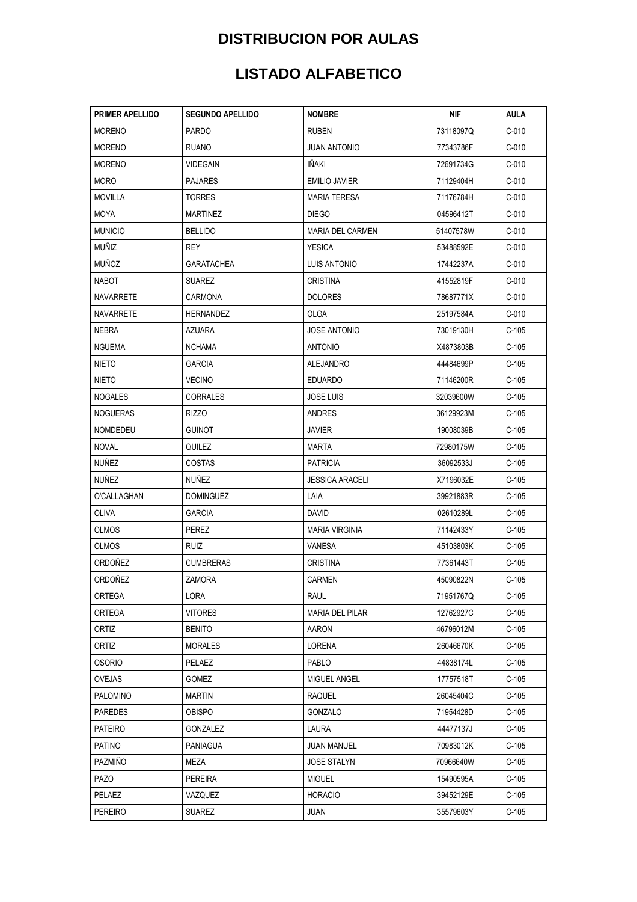# DISTRIBUCION POR AULAS

# LISTADO ALFABETICO

| PRIMER APELLIDO | SEGUNDO APELLIDO | NOMBRE | NIF | AULA |
|---|---|---|---|---|
| MORENO | PARDO | RUBEN | 73118097Q | C-010 |
| MORENO | RUANO | JUAN ANTONIO | 77343786F | C-010 |
| MORENO | VIDEGAIN | IÑAKI | 72691734G | C-010 |
| MORO | PAJARES | EMILIO JAVIER | 71129404H | C-010 |
| MOVILLA | TORRES | MARIA TERESA | 71176784H | C-010 |
| MOYA | MARTINEZ | DIEGO | 04596412T | C-010 |
| MUNICIO | BELLIDO | MARIA DEL CARMEN | 51407578W | C-010 |
| MUÑIZ | REY | YESICA | 53488592E | C-010 |
| MUÑOZ | GARATACHEA | LUIS ANTONIO | 17442237A | C-010 |
| NABOT | SUAREZ | CRISTINA | 41552819F | C-010 |
| NAVARRETE | CARMONA | DOLORES | 78687771X | C-010 |
| NAVARRETE | HERNANDEZ | OLGA | 25197584A | C-010 |
| NEBRA | AZUARA | JOSE ANTONIO | 73019130H | C-105 |
| NGUEMA | NCHAMA | ANTONIO | X4873803B | C-105 |
| NIETO | GARCIA | ALEJANDRO | 44484699P | C-105 |
| NIETO | VECINO | EDUARDO | 71146200R | C-105 |
| NOGALES | CORRALES | JOSE LUIS | 32039600W | C-105 |
| NOGUERAS | RIZZO | ANDRES | 36129923M | C-105 |
| NOMDEDEU | GUINOT | JAVIER | 19008039B | C-105 |
| NOVAL | QUILEZ | MARTA | 72980175W | C-105 |
| NUÑEZ | COSTAS | PATRICIA | 36092533J | C-105 |
| NUÑEZ | NUÑEZ | JESSICA ARACELI | X7196032E | C-105 |
| O'CALLAGHAN | DOMINGUEZ | LAIA | 39921883R | C-105 |
| OLIVA | GARCIA | DAVID | 02610289L | C-105 |
| OLMOS | PEREZ | MARIA VIRGINIA | 71142433Y | C-105 |
| OLMOS | RUIZ | VANESA | 45103803K | C-105 |
| ORDOÑEZ | CUMBRERAS | CRISTINA | 77361443T | C-105 |
| ORDOÑEZ | ZAMORA | CARMEN | 45090822N | C-105 |
| ORTEGA | LORA | RAUL | 71951767Q | C-105 |
| ORTEGA | VITORES | MARIA DEL PILAR | 12762927C | C-105 |
| ORTIZ | BENITO | AARON | 46796012M | C-105 |
| ORTIZ | MORALES | LORENA | 26046670K | C-105 |
| OSORIO | PELAEZ | PABLO | 44838174L | C-105 |
| OVEJAS | GOMEZ | MIGUEL ANGEL | 17757518T | C-105 |
| PALOMINO | MARTIN | RAQUEL | 26045404C | C-105 |
| PAREDES | OBISPO | GONZALO | 71954428D | C-105 |
| PATEIRO | GONZALEZ | LAURA | 44477137J | C-105 |
| PATINO | PANIAGUA | JUAN MANUEL | 70983012K | C-105 |
| PAZMIÑO | MEZA | JOSE STALYN | 70966640W | C-105 |
| PAZO | PEREIRA | MIGUEL | 15490595A | C-105 |
| PELAEZ | VAZQUEZ | HORACIO | 39452129E | C-105 |
| PEREIRO | SUAREZ | JUAN | 35579603Y | C-105 |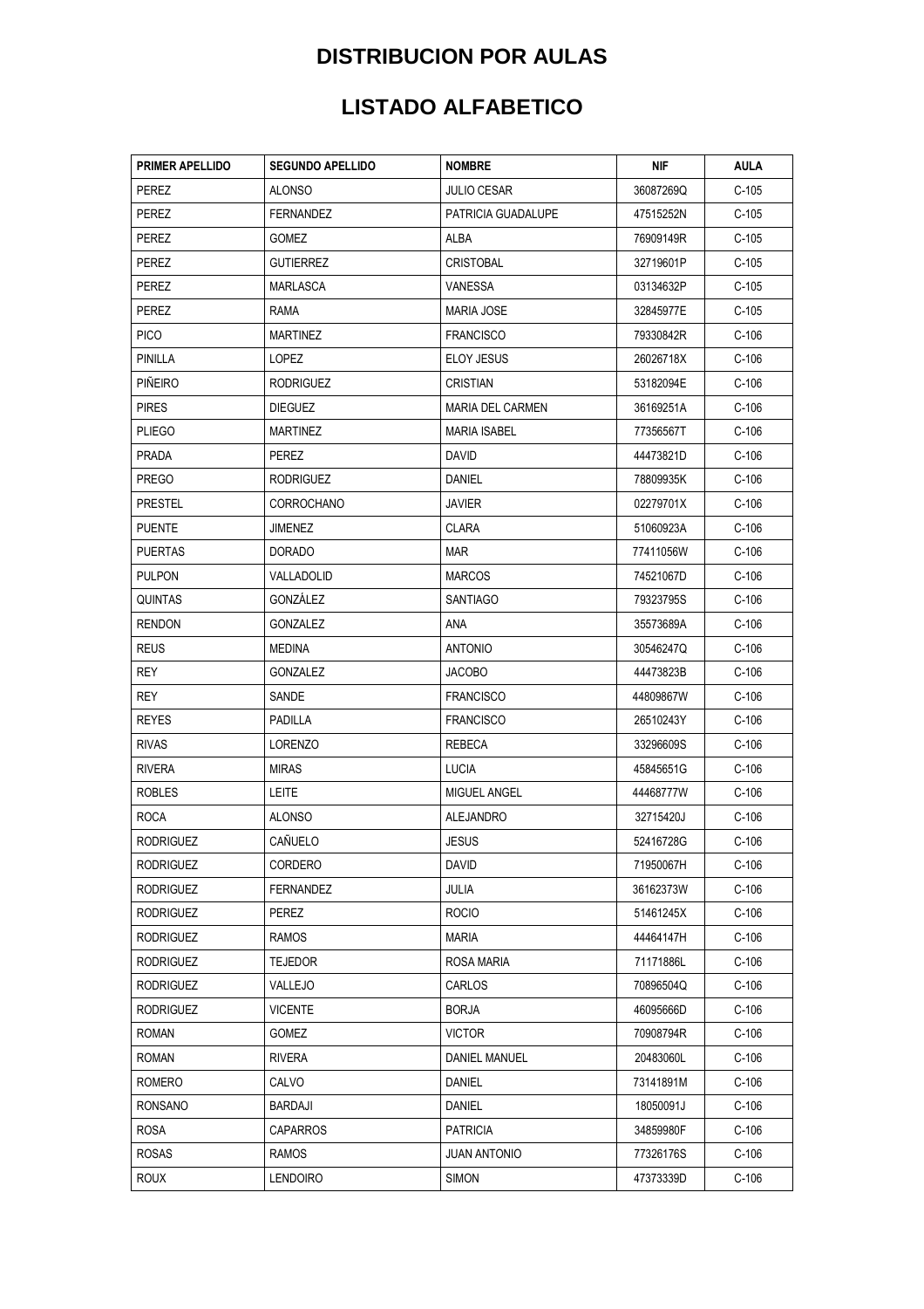# DISTRIBUCION POR AULAS

# LISTADO ALFABETICO

| PRIMER APELLIDO | SEGUNDO APELLIDO | NOMBRE | NIF | AULA |
| --- | --- | --- | --- | --- |
| PEREZ | ALONSO | JULIO CESAR | 36087269Q | C-105 |
| PEREZ | FERNANDEZ | PATRICIA GUADALUPE | 47515252N | C-105 |
| PEREZ | GOMEZ | ALBA | 76909149R | C-105 |
| PEREZ | GUTIERREZ | CRISTOBAL | 32719601P | C-105 |
| PEREZ | MARLASCA | VANESSA | 03134632P | C-105 |
| PEREZ | RAMA | MARIA JOSE | 32845977E | C-105 |
| PICO | MARTINEZ | FRANCISCO | 79330842R | C-106 |
| PINILLA | LOPEZ | ELOY JESUS | 26026718X | C-106 |
| PIÑEIRO | RODRIGUEZ | CRISTIAN | 53182094E | C-106 |
| PIRES | DIEGUEZ | MARIA DEL CARMEN | 36169251A | C-106 |
| PLIEGO | MARTINEZ | MARIA ISABEL | 77356567T | C-106 |
| PRADA | PEREZ | DAVID | 44473821D | C-106 |
| PREGO | RODRIGUEZ | DANIEL | 78809935K | C-106 |
| PRESTEL | CORROCHANO | JAVIER | 02279701X | C-106 |
| PUENTE | JIMENEZ | CLARA | 51060923A | C-106 |
| PUERTAS | DORADO | MAR | 77411056W | C-106 |
| PULPON | VALLADOLID | MARCOS | 74521067D | C-106 |
| QUINTAS | GONZÁLEZ | SANTIAGO | 79323795S | C-106 |
| RENDON | GONZALEZ | ANA | 35573689A | C-106 |
| REUS | MEDINA | ANTONIO | 30546247Q | C-106 |
| REY | GONZALEZ | JACOBO | 44473823B | C-106 |
| REY | SANDE | FRANCISCO | 44809867W | C-106 |
| REYES | PADILLA | FRANCISCO | 26510243Y | C-106 |
| RIVAS | LORENZO | REBECA | 33296609S | C-106 |
| RIVERA | MIRAS | LUCIA | 45845651G | C-106 |
| ROBLES | LEITE | MIGUEL ANGEL | 44468777W | C-106 |
| ROCA | ALONSO | ALEJANDRO | 32715420J | C-106 |
| RODRIGUEZ | CAÑUELO | JESUS | 52416728G | C-106 |
| RODRIGUEZ | CORDERO | DAVID | 71950067H | C-106 |
| RODRIGUEZ | FERNANDEZ | JULIA | 36162373W | C-106 |
| RODRIGUEZ | PEREZ | ROCIO | 51461245X | C-106 |
| RODRIGUEZ | RAMOS | MARIA | 44464147H | C-106 |
| RODRIGUEZ | TEJEDOR | ROSA MARIA | 71171886L | C-106 |
| RODRIGUEZ | VALLEJO | CARLOS | 70896504Q | C-106 |
| RODRIGUEZ | VICENTE | BORJA | 46095666D | C-106 |
| ROMAN | GOMEZ | VICTOR | 70908794R | C-106 |
| ROMAN | RIVERA | DANIEL MANUEL | 20483060L | C-106 |
| ROMERO | CALVO | DANIEL | 73141891M | C-106 |
| RONSANO | BARDAJI | DANIEL | 18050091J | C-106 |
| ROSA | CAPARROS | PATRICIA | 34859980F | C-106 |
| ROSAS | RAMOS | JUAN ANTONIO | 77326176S | C-106 |
| ROUX | LENDOIRO | SIMON | 47373339D | C-106 |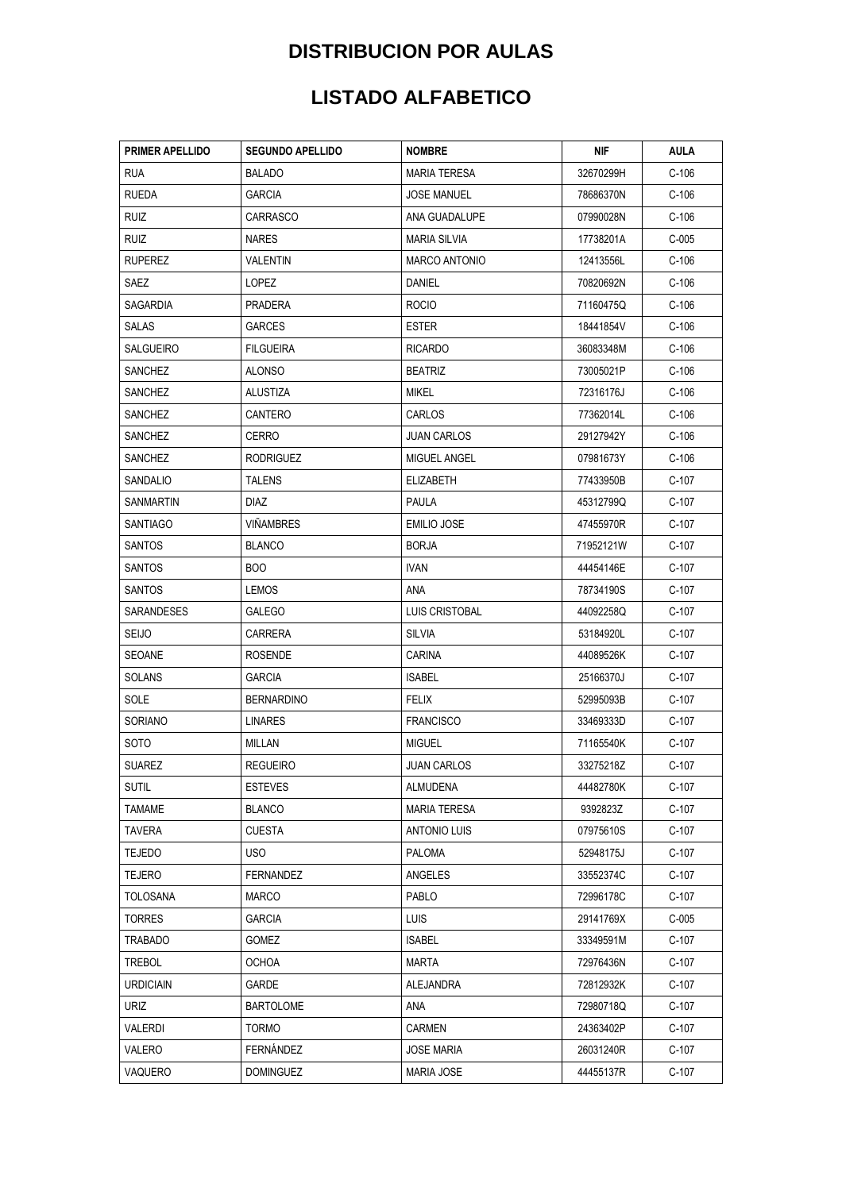# DISTRIBUCION POR AULAS

# LISTADO ALFABETICO

| PRIMER APELLIDO | SEGUNDO APELLIDO | NOMBRE | NIF | AULA |
|---|---|---|---|---|
| RUA | BALADO | MARIA TERESA | 32670299H | C-106 |
| RUEDA | GARCIA | JOSE MANUEL | 78686370N | C-106 |
| RUIZ | CARRASCO | ANA GUADALUPE | 07990028N | C-106 |
| RUIZ | NARES | MARIA SILVIA | 17738201A | C-005 |
| RUPEREZ | VALENTIN | MARCO ANTONIO | 12413556L | C-106 |
| SAEZ | LOPEZ | DANIEL | 70820692N | C-106 |
| SAGARDIA | PRADERA | ROCIO | 71160475Q | C-106 |
| SALAS | GARCES | ESTER | 18441854V | C-106 |
| SALGUEIRO | FILGUEIRA | RICARDO | 36083348M | C-106 |
| SANCHEZ | ALONSO | BEATRIZ | 73005021P | C-106 |
| SANCHEZ | ALUSTIZA | MIKEL | 72316176J | C-106 |
| SANCHEZ | CANTERO | CARLOS | 77362014L | C-106 |
| SANCHEZ | CERRO | JUAN CARLOS | 29127942Y | C-106 |
| SANCHEZ | RODRIGUEZ | MIGUEL ANGEL | 07981673Y | C-106 |
| SANDALIO | TALENS | ELIZABETH | 77433950B | C-107 |
| SANMARTIN | DIAZ | PAULA | 45312799Q | C-107 |
| SANTIAGO | VIÑAMBRES | EMILIO JOSE | 47455970R | C-107 |
| SANTOS | BLANCO | BORJA | 71952121W | C-107 |
| SANTOS | BOO | IVAN | 44454146E | C-107 |
| SANTOS | LEMOS | ANA | 78734190S | C-107 |
| SARANDESES | GALEGO | LUIS CRISTOBAL | 44092258Q | C-107 |
| SEIJO | CARRERA | SILVIA | 53184920L | C-107 |
| SEOANE | ROSENDE | CARINA | 44089526K | C-107 |
| SOLANS | GARCIA | ISABEL | 25166370J | C-107 |
| SOLE | BERNARDINO | FELIX | 52995093B | C-107 |
| SORIANO | LINARES | FRANCISCO | 33469333D | C-107 |
| SOTO | MILLAN | MIGUEL | 71165540K | C-107 |
| SUAREZ | REGUEIRO | JUAN CARLOS | 33275218Z | C-107 |
| SUTIL | ESTEVES | ALMUDENA | 44482780K | C-107 |
| TAMAME | BLANCO | MARIA TERESA | 9392823Z | C-107 |
| TAVERA | CUESTA | ANTONIO LUIS | 07975610S | C-107 |
| TEJEDO | USO | PALOMA | 52948175J | C-107 |
| TEJERO | FERNANDEZ | ANGELES | 33552374C | C-107 |
| TOLOSANA | MARCO | PABLO | 72996178C | C-107 |
| TORRES | GARCIA | LUIS | 29141769X | C-005 |
| TRABADO | GOMEZ | ISABEL | 33349591M | C-107 |
| TREBOL | OCHOA | MARTA | 72976436N | C-107 |
| URDICIAIN | GARDE | ALEJANDRA | 72812932K | C-107 |
| URIZ | BARTOLOME | ANA | 72980718Q | C-107 |
| VALERDI | TORMO | CARMEN | 24363402P | C-107 |
| VALERO | FERNÁNDEZ | JOSE MARIA | 26031240R | C-107 |
| VAQUERO | DOMINGUEZ | MARIA JOSE | 44455137R | C-107 |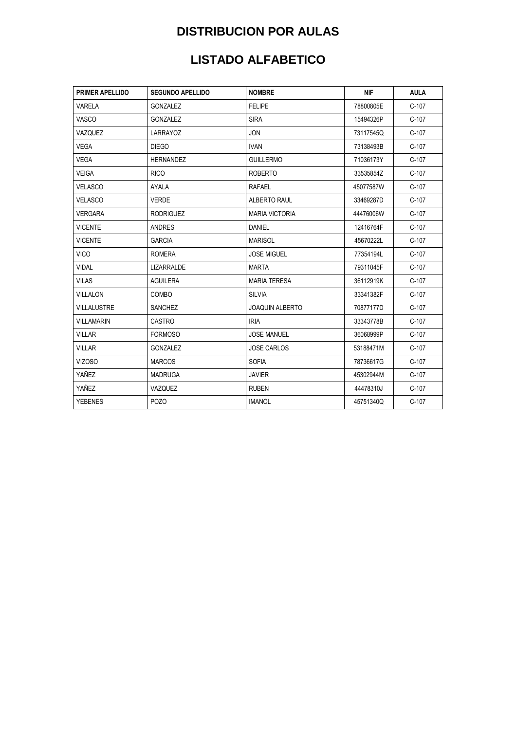# DISTRIBUCION POR AULAS

## LISTADO ALFABETICO

| PRIMER APELLIDO | SEGUNDO APELLIDO | NOMBRE | NIF | AULA |
|---|---|---|---|---|
| VARELA | GONZALEZ | FELIPE | 78800805E | C-107 |
| VASCO | GONZALEZ | SIRA | 15494326P | C-107 |
| VAZQUEZ | LARRAYOZ | JON | 73117545Q | C-107 |
| VEGA | DIEGO | IVAN | 73138493B | C-107 |
| VEGA | HERNANDEZ | GUILLERMO | 71036173Y | C-107 |
| VEIGA | RICO | ROBERTO | 33535854Z | C-107 |
| VELASCO | AYALA | RAFAEL | 45077587W | C-107 |
| VELASCO | VERDE | ALBERTO RAUL | 33469287D | C-107 |
| VERGARA | RODRIGUEZ | MARIA VICTORIA | 44476006W | C-107 |
| VICENTE | ANDRES | DANIEL | 12416764F | C-107 |
| VICENTE | GARCIA | MARISOL | 45670222L | C-107 |
| VICO | ROMERA | JOSE MIGUEL | 77354194L | C-107 |
| VIDAL | LIZARRALDE | MARTA | 79311045F | C-107 |
| VILAS | AGUILERA | MARIA TERESA | 36112919K | C-107 |
| VILLALON | COMBO | SILVIA | 33341382F | C-107 |
| VILLALUSTRE | SANCHEZ | JOAQUIN ALBERTO | 70877177D | C-107 |
| VILLAMARIN | CASTRO | IRIA | 33343778B | C-107 |
| VILLAR | FORMOSO | JOSE MANUEL | 36068999P | C-107 |
| VILLAR | GONZALEZ | JOSE CARLOS | 53188471M | C-107 |
| VIZOSO | MARCOS | SOFIA | 78736617G | C-107 |
| YAÑEZ | MADRUGA | JAVIER | 45302944M | C-107 |
| YAÑEZ | VAZQUEZ | RUBEN | 44478310J | C-107 |
| YEBENES | POZO | IMANOL | 45751340Q | C-107 |